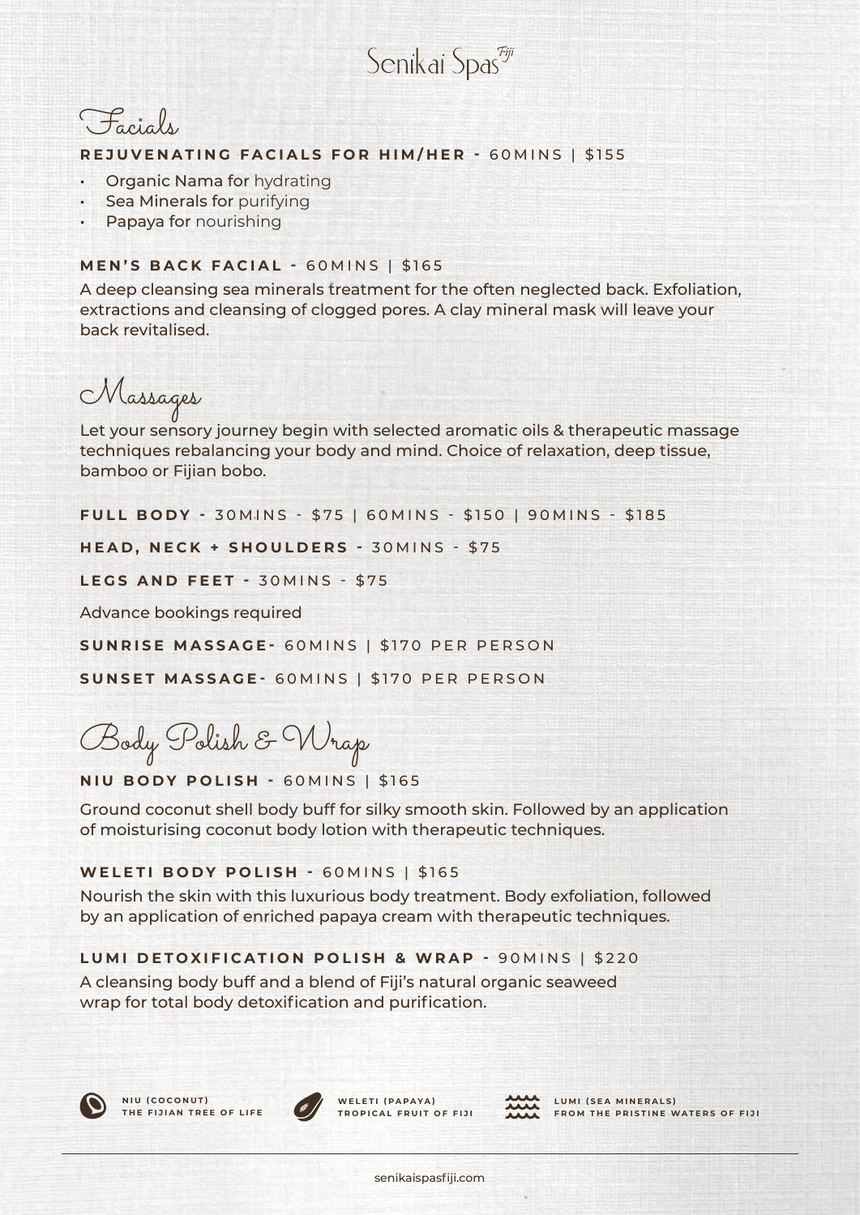# Senikai Spas Fiji

## Facials

**REJUVENATING FACIALS FOR HIM/HER -** 60MINS | $155

- **Organic Nama for** hydrating
- **Sea Minerals for** purifying
- **Papaya for** nourishing

**MEN'S BACK FACIAL -** 60MINS | $165

A deep cleansing sea minerals treatment for the often neglected back. Exfoliation, extractions and cleansing of clogged pores. A clay mineral mask will leave your back revitalised.

## Massages

Let your sensory journey begin with selected aromatic oils & therapeutic massage techniques rebalancing your body and mind. Choice of relaxation, deep tissue, bamboo or Fijian bobo.

**FULL BODY -** 30MINS - $75 | 60MINS - $150 | 90MINS - $185

**HEAD, NECK + SHOULDERS -** 30MINS - $75

**LEGS AND FEET -** 30MINS - $75

Advance bookings required

**SUNRISE MASSAGE-** 60MINS | $170 PER PERSON

**SUNSET MASSAGE-** 60MINS | $170 PER PERSON

## Body Polish & Wrap

**NIU BODY POLISH -** 60MINS | $165

Ground coconut shell body buff for silky smooth skin. Followed by an application of moisturising coconut body lotion with therapeutic techniques.

**WELETI BODY POLISH -** 60MINS | $165

Nourish the skin with this luxurious body treatment. Body exfoliation, followed by an application of enriched papaya cream with therapeutic techniques.

**LUMI DETOXIFICATION POLISH & WRAP -** 90MINS | $220

A cleansing body buff and a blend of Fiji's natural organic seaweed wrap for total body detoxification and purification.

**NIU (COCONUT)** THE FIJIAN TREE OF LIFE

**WELETI (PAPAYA)** TROPICAL FRUIT OF FIJI

**LUMI (SEA MINERALS)** FROM THE PRISTINE WATERS OF FIJI

senikaispasfiji.com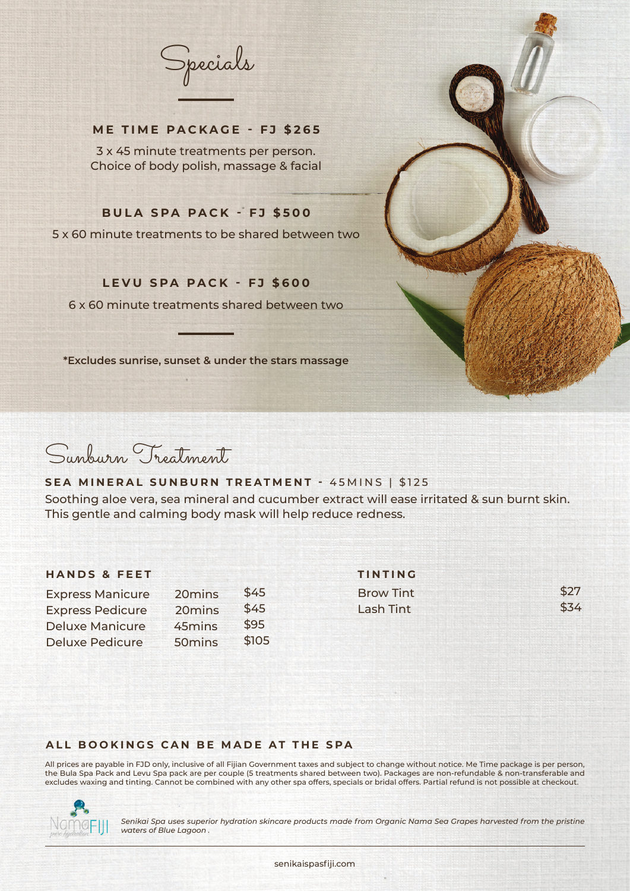# Specials

### ME TIME PACKAGE - FJ $265

3 x 45 minute treatments per person.
Choice of body polish, massage & facial

### BULA SPA PACK - FJ $500

5 x 60 minute treatments to be shared between two

### LEVU SPA PACK - FJ $600

6 x 60 minute treatments shared between two

**\*Excludes sunrise, sunset & under the stars massage**

# Sunburn Treatment

**SEA MINERAL SUNBURN TREATMENT -** 45MINS | $125

Soothing aloe vera, sea mineral and cucumber extract will ease irritated & sun burnt skin. This gentle and calming body mask will help reduce redness.

### HANDS & FEET

| | | |
|---|---|---|
| Express Manicure | 20mins | $45 |
| Express Pedicure | 20mins | $45 |
| Deluxe Manicure | 45mins | $95 |
| Deluxe Pedicure | 50mins | $105 |

### TINTING

| | |
|---|---|
| Brow Tint | $27 |
| Lash Tint | $34 |

### ALL BOOKINGS CAN BE MADE AT THE SPA

All prices are payable in FJD only, inclusive of all Fijian Government taxes and subject to change without notice. Me Time package is per person, the Bula Spa Pack and Levu Spa pack are per couple (5 treatments shared between two). Packages are non-refundable & non-transferable and excludes waxing and tinting. Cannot be combined with any other spa offers, specials or bridal offers. Partial refund is not possible at checkout.

NamaFIJI pure hydration

*Senikai Spa uses superior hydration skincare products made from Organic Nama Sea Grapes harvested from the pristine waters of Blue Lagoon .*

senikaispasfiji.com